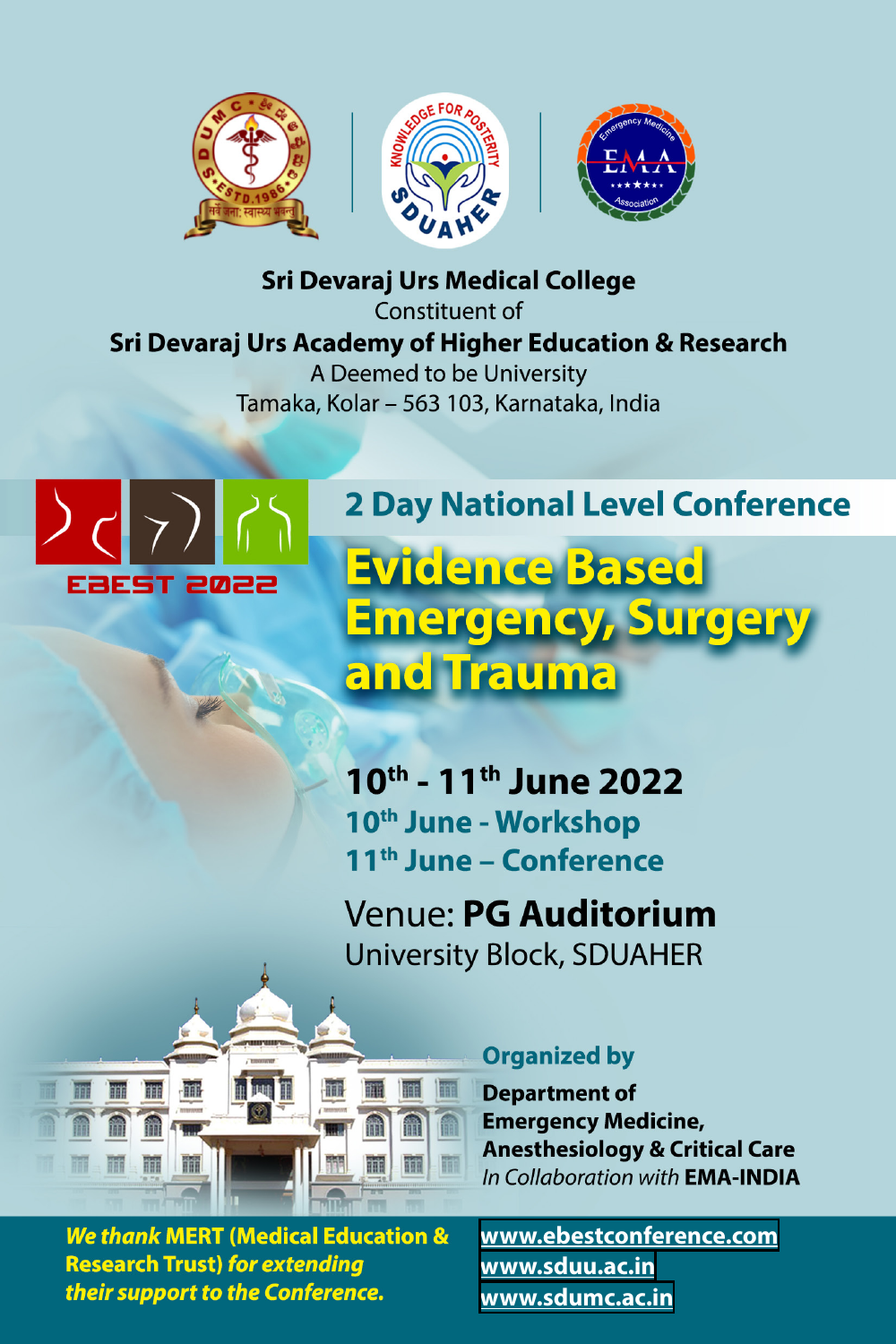**Sri Devaraj Urs Medical College**
Constituent of
**Sri Devaraj Urs Academy of Higher Education & Research**
A Deemed to be University
Tamaka, Kolar – 563 103, Karnataka, India

EBEST 2022

## 2 Day National Level Conference

# Evidence Based Emergency, Surgery and Trauma

**10th - 11th June 2022**
**10th June - Workshop**
**11th June – Conference**

Venue: **PG Auditorium**
University Block, SDUAHER

**Organized by**
**Department of Emergency Medicine, Anesthesiology & Critical Care**
*In Collaboration with* **EMA-INDIA**

***We thank* MERT (Medical Education & Research Trust) *for extending their support to the Conference.***

**www.ebestconference.com**
**www.sduu.ac.in**
**www.sdumc.ac.in**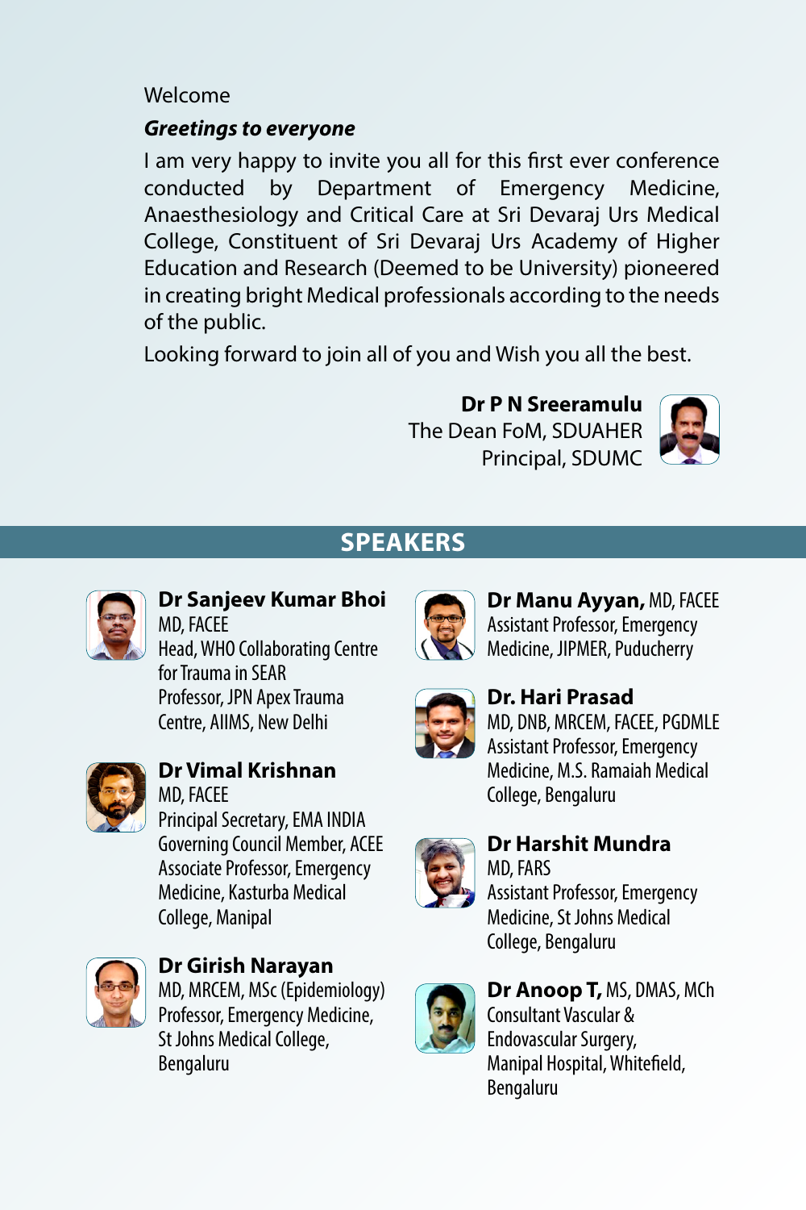Welcome

***Greetings to everyone***

I am very happy to invite you all for this first ever conference conducted by Department of Emergency Medicine, Anaesthesiology and Critical Care at Sri Devaraj Urs Medical College, Constituent of Sri Devaraj Urs Academy of Higher Education and Research (Deemed to be University) pioneered in creating bright Medical professionals according to the needs of the public.

Looking forward to join all of you and Wish you all the best.

**Dr P N Sreeramulu**
The Dean FoM, SDUAHER
Principal, SDUMC

## SPEAKERS

**Dr Sanjeev Kumar Bhoi**
MD, FACEE
Head, WHO Collaborating Centre for Trauma in SEAR
Professor, JPN Apex Trauma Centre, AIIMS, New Delhi

**Dr Vimal Krishnan**
MD, FACEE
Principal Secretary, EMA INDIA
Governing Council Member, ACEE
Associate Professor, Emergency Medicine, Kasturba Medical College, Manipal

**Dr Girish Narayan**
MD, MRCEM, MSc (Epidemiology)
Professor, Emergency Medicine, St Johns Medical College, Bengaluru

**Dr Manu Ayyan,** MD, FACEE
Assistant Professor, Emergency Medicine, JIPMER, Puducherry

**Dr. Hari Prasad**
MD, DNB, MRCEM, FACEE, PGDMLE
Assistant Professor, Emergency Medicine, M.S. Ramaiah Medical College, Bengaluru

**Dr Harshit Mundra**
MD, FARS
Assistant Professor, Emergency Medicine, St Johns Medical College, Bengaluru

**Dr Anoop T,** MS, DMAS, MCh
Consultant Vascular & Endovascular Surgery, Manipal Hospital, Whitefield, Bengaluru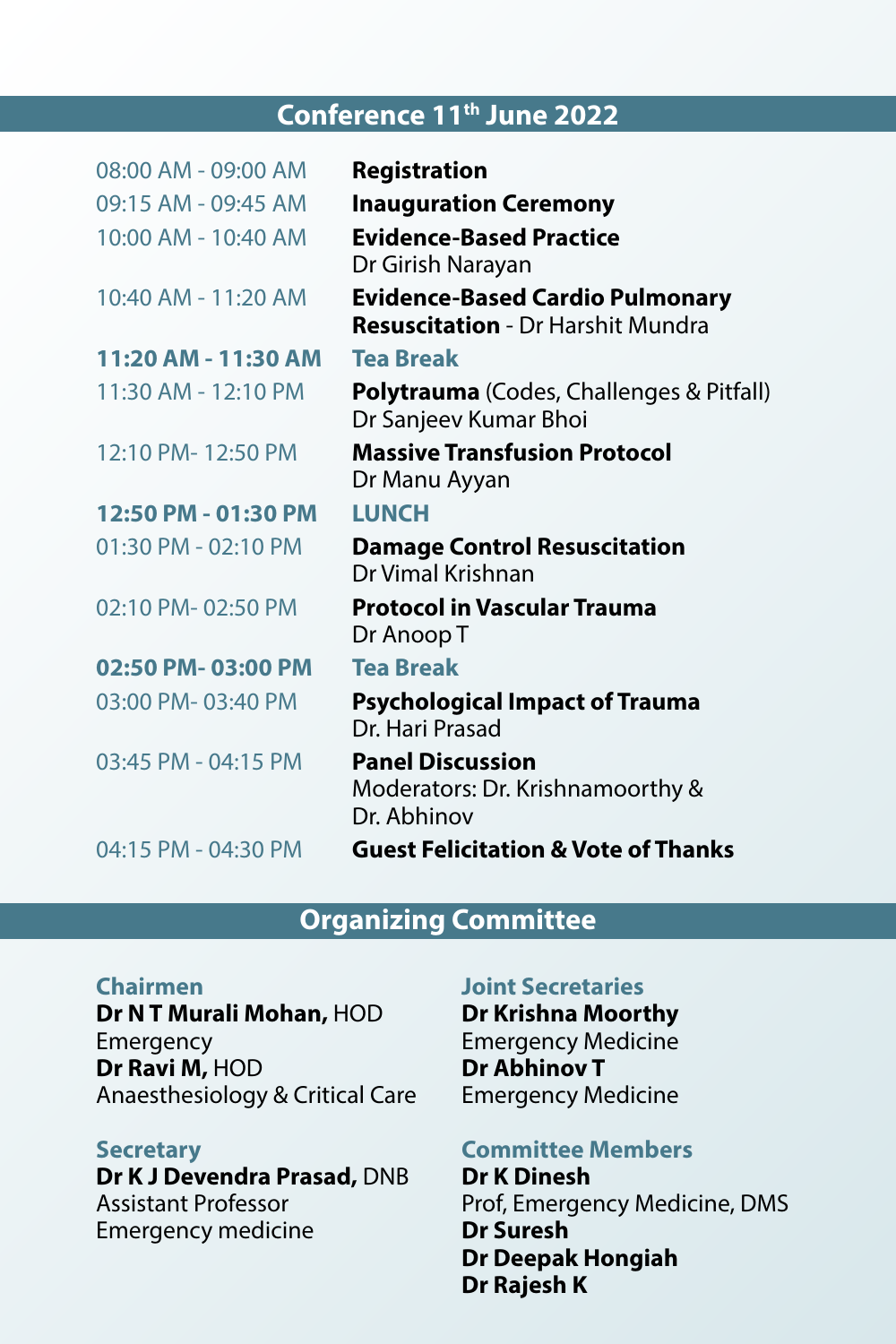## Conference 11th June 2022

| Time | Session |
|---|---|
| 08:00 AM - 09:00 AM | **Registration** |
| 09:15 AM - 09:45 AM | **Inauguration Ceremony** |
| 10:00 AM - 10:40 AM | **Evidence-Based Practice** Dr Girish Narayan |
| 10:40 AM - 11:20 AM | **Evidence-Based Cardio Pulmonary Resuscitation** - Dr Harshit Mundra |
| **11:20 AM - 11:30 AM** | **Tea Break** |
| 11:30 AM - 12:10 PM | **Polytrauma** (Codes, Challenges & Pitfall) Dr Sanjeev Kumar Bhoi |
| 12:10 PM- 12:50 PM | **Massive Transfusion Protocol** Dr Manu Ayyan |
| **12:50 PM - 01:30 PM** | **LUNCH** |
| 01:30 PM - 02:10 PM | **Damage Control Resuscitation** Dr Vimal Krishnan |
| 02:10 PM- 02:50 PM | **Protocol in Vascular Trauma** Dr Anoop T |
| **02:50 PM- 03:00 PM** | **Tea Break** |
| 03:00 PM- 03:40 PM | **Psychological Impact of Trauma** Dr. Hari Prasad |
| 03:45 PM - 04:15 PM | **Panel Discussion** Moderators: Dr. Krishnamoorthy & Dr. Abhinov |
| 04:15 PM - 04:30 PM | **Guest Felicitation & Vote of Thanks** |

## Organizing Committee

### Chairmen

**Dr N T Murali Mohan,** HOD
Emergency
**Dr Ravi M,** HOD
Anaesthesiology & Critical Care

### Secretary

**Dr K J Devendra Prasad,** DNB
Assistant Professor
Emergency medicine

### Joint Secretaries

**Dr Krishna Moorthy**
Emergency Medicine
**Dr Abhinov T**
Emergency Medicine

### Committee Members

**Dr K Dinesh**
Prof, Emergency Medicine, DMS
**Dr Suresh**
**Dr Deepak Hongiah**
**Dr Rajesh K**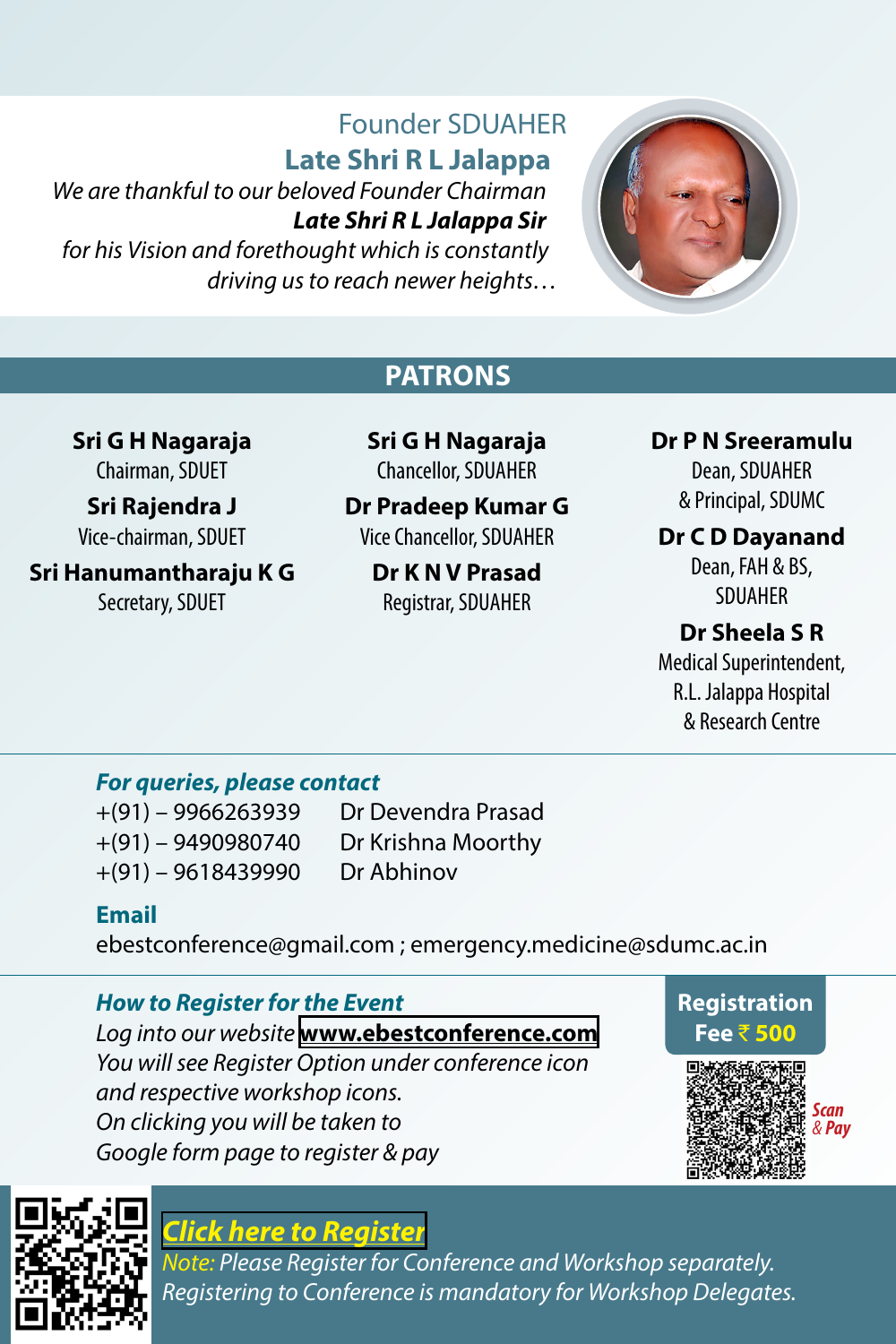## Founder SDUAHER

### Late Shri R L Jalappa

*We are thankful to our beloved Founder Chairman* ***Late Shri R L Jalappa Sir*** *for his Vision and forethought which is constantly driving us to reach newer heights…*

## PATRONS

**Sri G H Nagaraja**
Chairman, SDUET

**Sri Rajendra J**
Vice-chairman, SDUET

**Sri Hanumantharaju K G**
Secretary, SDUET

**Sri G H Nagaraja**
Chancellor, SDUAHER

**Dr Pradeep Kumar G**
Vice Chancellor, SDUAHER

**Dr K N V Prasad**
Registrar, SDUAHER

**Dr P N Sreeramulu**
Dean, SDUAHER & Principal, SDUMC

**Dr C D Dayanand**
Dean, FAH & BS, SDUAHER

**Dr Sheela S R**
Medical Superintendent, R.L. Jalappa Hospital & Research Centre

***For queries, please contact***

+(91) – 9966263939 Dr Devendra Prasad
+(91) – 9490980740 Dr Krishna Moorthy
+(91) – 9618439990 Dr Abhinov

**Email**

ebestconference@gmail.com ; emergency.medicine@sdumc.ac.in

***How to Register for the Event***

*Log into our website* **www.ebestconference.com**
*You will see Register Option under conference icon and respective workshop icons.*
*On clicking you will be taken to Google form page to register & pay*

**Registration Fee ₹ 500**

*Scan & Pay*

***Click here to Register***

*Note: Please Register for Conference and Workshop separately. Registering to Conference is mandatory for Workshop Delegates.*